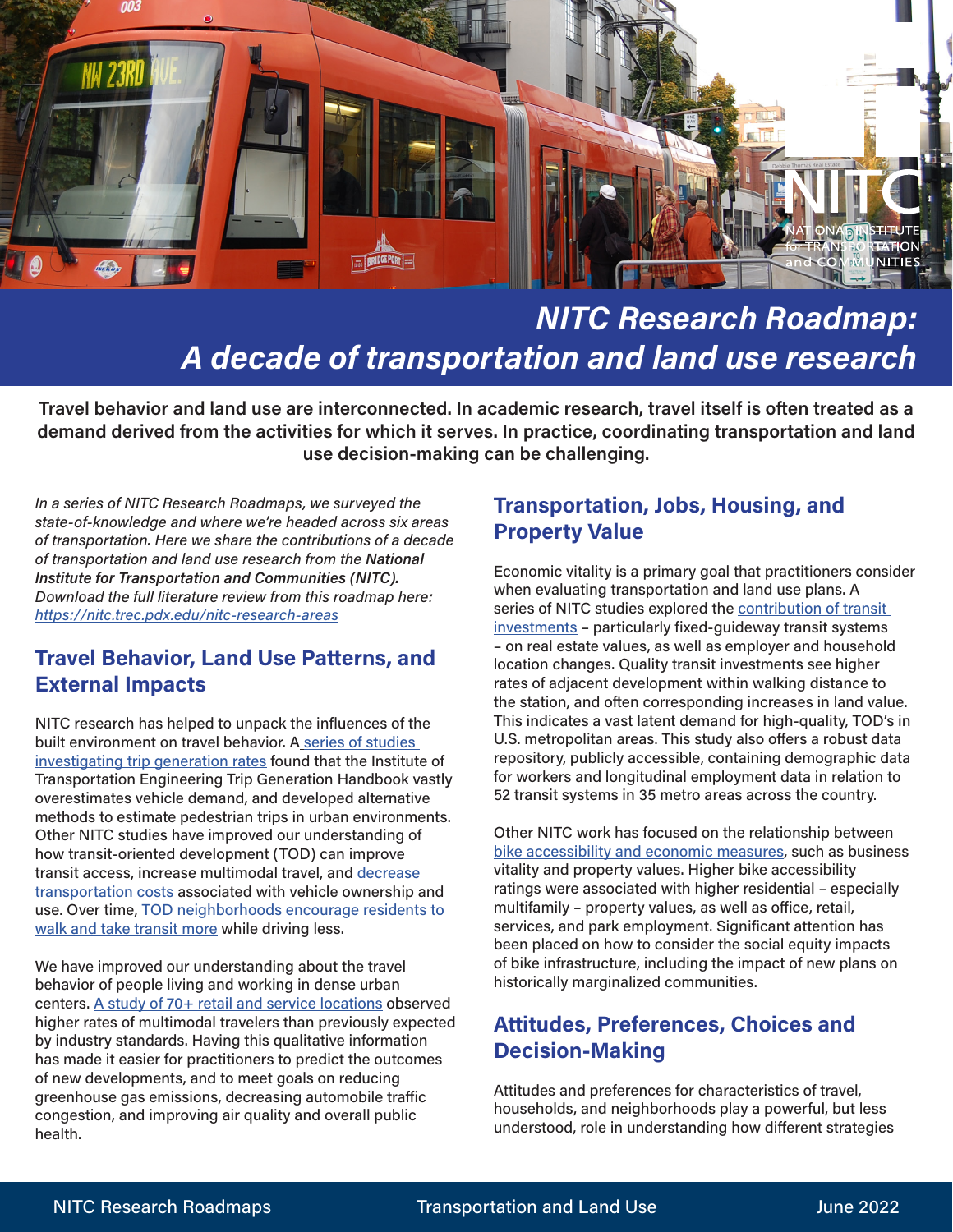# NITC Research Roadmap: A decade of transportation and land use research

**Travel behavior and land use are interconnected. In academic research, travel itself is often treated as a demand derived from the activities for which it serves. In practice, coordinating transportation and land use decision-making can be challenging.**

*In a series of NITC Research Roadmaps, we surveyed the state-of-knowledge and where we're headed across six areas of transportation. Here we share the contributions of a decade of transportation and land use research from the* ***National Institute for Transportation and Communities (NITC).*** *Download the full literature review from this roadmap here: https://nitc.trec.pdx.edu/nitc-research-areas*

## Travel Behavior, Land Use Patterns, and External Impacts

NITC research has helped to unpack the influences of the built environment on travel behavior. A series of studies investigating trip generation rates found that the Institute of Transportation Engineering Trip Generation Handbook vastly overestimates vehicle demand, and developed alternative methods to estimate pedestrian trips in urban environments. Other NITC studies have improved our understanding of how transit-oriented development (TOD) can improve transit access, increase multimodal travel, and decrease transportation costs associated with vehicle ownership and use. Over time, TOD neighborhoods encourage residents to walk and take transit more while driving less.

We have improved our understanding about the travel behavior of people living and working in dense urban centers. A study of 70+ retail and service locations observed higher rates of multimodal travelers than previously expected by industry standards. Having this qualitative information has made it easier for practitioners to predict the outcomes of new developments, and to meet goals on reducing greenhouse gas emissions, decreasing automobile traffic congestion, and improving air quality and overall public health.

## Transportation, Jobs, Housing, and Property Value

Economic vitality is a primary goal that practitioners consider when evaluating transportation and land use plans. A series of NITC studies explored the contribution of transit investments – particularly fixed-guideway transit systems – on real estate values, as well as employer and household location changes. Quality transit investments see higher rates of adjacent development within walking distance to the station, and often corresponding increases in land value. This indicates a vast latent demand for high-quality, TOD's in U.S. metropolitan areas. This study also offers a robust data repository, publicly accessible, containing demographic data for workers and longitudinal employment data in relation to 52 transit systems in 35 metro areas across the country.

Other NITC work has focused on the relationship between bike accessibility and economic measures, such as business vitality and property values. Higher bike accessibility ratings were associated with higher residential – especially multifamily – property values, as well as office, retail, services, and park employment. Significant attention has been placed on how to consider the social equity impacts of bike infrastructure, including the impact of new plans on historically marginalized communities.

## Attitudes, Preferences, Choices and Decision-Making

Attitudes and preferences for characteristics of travel, households, and neighborhoods play a powerful, but less understood, role in understanding how different strategies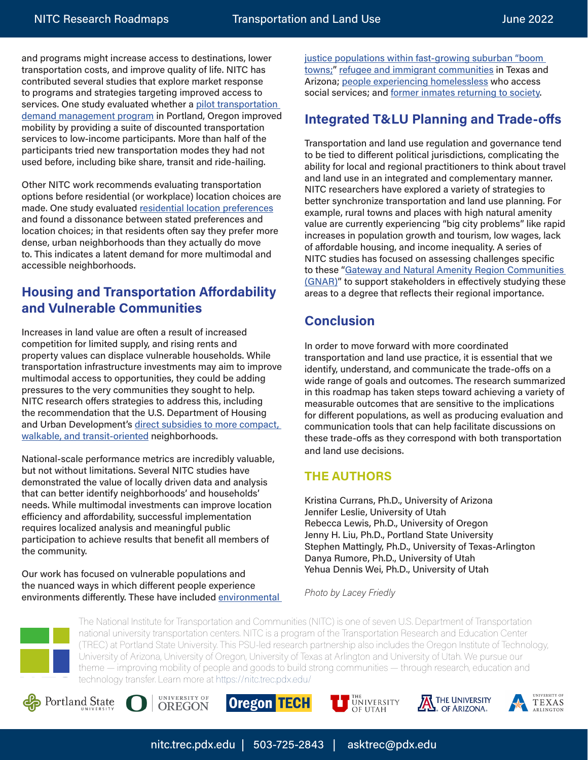and programs might increase access to destinations, lower transportation costs, and improve quality of life. NITC has contributed several studies that explore market response to programs and strategies targeting improved access to services. One study evaluated whether a pilot transportation demand management program in Portland, Oregon improved mobility by providing a suite of discounted transportation services to low-income participants. More than half of the participants tried new transportation modes they had not used before, including bike share, transit and ride-hailing.

Other NITC work recommends evaluating transportation options before residential (or workplace) location choices are made. One study evaluated residential location preferences and found a dissonance between stated preferences and location choices; in that residents often say they prefer more dense, urban neighborhoods than they actually do move to. This indicates a latent demand for more multimodal and accessible neighborhoods.

## Housing and Transportation Affordability and Vulnerable Communities

Increases in land value are often a result of increased competition for limited supply, and rising rents and property values can displace vulnerable households. While transportation infrastructure investments may aim to improve multimodal access to opportunities, they could be adding pressures to the very communities they sought to help. NITC research offers strategies to address this, including the recommendation that the U.S. Department of Housing and Urban Development's direct subsidies to more compact, walkable, and transit-oriented neighborhoods.

National-scale performance metrics are incredibly valuable, but not without limitations. Several NITC studies have demonstrated the value of locally driven data and analysis that can better identify neighborhoods' and households' needs. While multimodal investments can improve location efficiency and affordability, successful implementation requires localized analysis and meaningful public participation to achieve results that benefit all members of the community.

Our work has focused on vulnerable populations and the nuanced ways in which different people experience environments differently. These have included environmental justice populations within fast-growing suburban "boom towns;" refugee and immigrant communities in Texas and Arizona; people experiencing homelessless who access social services; and former inmates returning to society.

## Integrated T&LU Planning and Trade-offs

Transportation and land use regulation and governance tend to be tied to different political jurisdictions, complicating the ability for local and regional practitioners to think about travel and land use in an integrated and complementary manner. NITC researchers have explored a variety of strategies to better synchronize transportation and land use planning. For example, rural towns and places with high natural amenity value are currently experiencing "big city problems" like rapid increases in population growth and tourism, low wages, lack of affordable housing, and income inequality. A series of NITC studies has focused on assessing challenges specific to these "Gateway and Natural Amenity Region Communities (GNAR)" to support stakeholders in effectively studying these areas to a degree that reflects their regional importance.

## Conclusion

In order to move forward with more coordinated transportation and land use practice, it is essential that we identify, understand, and communicate the trade-offs on a wide range of goals and outcomes. The research summarized in this roadmap has taken steps toward achieving a variety of measurable outcomes that are sensitive to the implications for different populations, as well as producing evaluation and communication tools that can help facilitate discussions on these trade-offs as they correspond with both transportation and land use decisions.

## THE AUTHORS

Kristina Currans, Ph.D., University of Arizona
Jennifer Leslie, University of Utah
Rebecca Lewis, Ph.D., University of Oregon
Jenny H. Liu, Ph.D., Portland State University
Stephen Mattingly, Ph.D., University of Texas-Arlington
Danya Rumore, Ph.D., University of Utah
Yehua Dennis Wei, Ph.D., University of Utah

*Photo by Lacey Friedly*

The National Institute for Transportation and Communities (NITC) is one of seven U.S. Department of Transportation national university transportation centers. NITC is a program of the Transportation Research and Education Center (TREC) at Portland State University. This PSU-led research partnership also includes the Oregon Institute of Technology, University of Arizona, University of Oregon, University of Texas at Arlington and University of Utah. We pursue our theme — improving mobility of people and goods to build strong communities — through research, education and technology transfer. Learn more at https://nitc.trec.pdx.edu/

Portland State University | University of Oregon | Oregon Tech | The University of Utah | The University of Arizona | University of Texas Arlington

nitc.trec.pdx.edu | 503-725-2843 | asktrec@pdx.edu